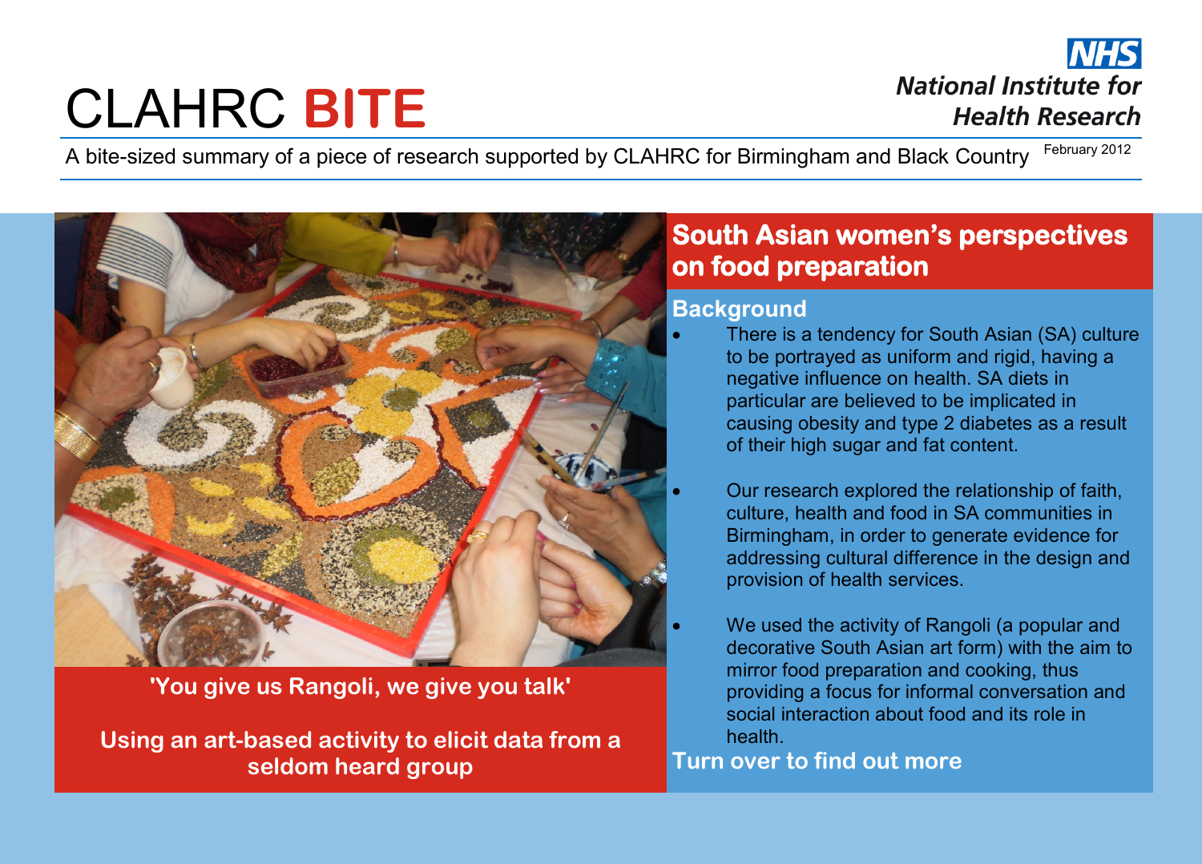# CLAHRC **BITE**

**NHS**
**National Institute for Health Research**

A bite-sized summary of a piece of research supported by CLAHRC for Birmingham and Black Country

February 2012

**'You give us Rangoli, we give you talk'**

**Using an art-based activity to elicit data from a seldom heard group**

## South Asian women's perspectives on food preparation

### Background

- There is a tendency for South Asian (SA) culture to be portrayed as uniform and rigid, having a negative influence on health. SA diets in particular are believed to be implicated in causing obesity and type 2 diabetes as a result of their high sugar and fat content.
- Our research explored the relationship of faith, culture, health and food in SA communities in Birmingham, in order to generate evidence for addressing cultural difference in the design and provision of health services.
- We used the activity of Rangoli (a popular and decorative South Asian art form) with the aim to mirror food preparation and cooking, thus providing a focus for informal conversation and social interaction about food and its role in health.

**Turn over to find out more**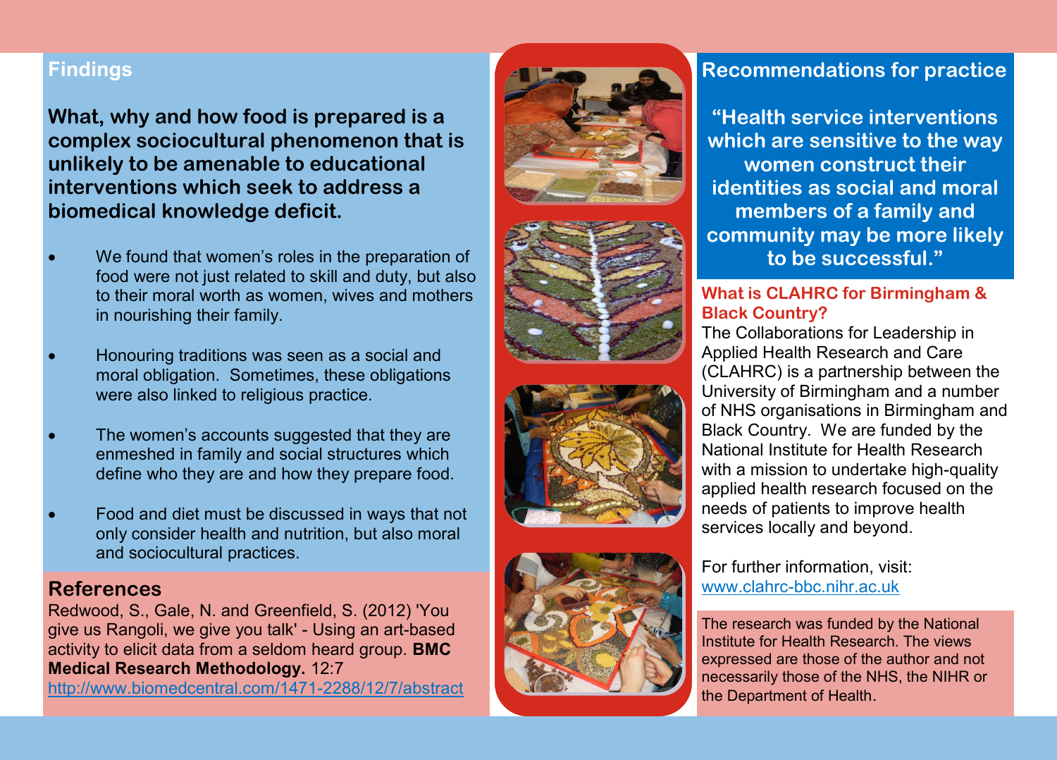## Findings

**What, why and how food is prepared is a complex sociocultural phenomenon that is unlikely to be amenable to educational interventions which seek to address a biomedical knowledge deficit.**

- We found that women's roles in the preparation of food were not just related to skill and duty, but also to their moral worth as women, wives and mothers in nourishing their family.
- Honouring traditions was seen as a social and moral obligation. Sometimes, these obligations were also linked to religious practice.
- The women's accounts suggested that they are enmeshed in family and social structures which define who they are and how they prepare food.
- Food and diet must be discussed in ways that not only consider health and nutrition, but also moral and sociocultural practices.

## References

Redwood, S., Gale, N. and Greenfield, S. (2012) 'You give us Rangoli, we give you talk' - Using an art-based activity to elicit data from a seldom heard group. **BMC Medical Research Methodology.** 12:7
http://www.biomedcentral.com/1471-2288/12/7/abstract

## Recommendations for practice

**"Health service interventions which are sensitive to the way women construct their identities as social and moral members of a family and community may be more likely to be successful."**

### What is CLAHRC for Birmingham & Black Country?

The Collaborations for Leadership in Applied Health Research and Care (CLAHRC) is a partnership between the University of Birmingham and a number of NHS organisations in Birmingham and Black Country. We are funded by the National Institute for Health Research with a mission to undertake high-quality applied health research focused on the needs of patients to improve health services locally and beyond.

For further information, visit:
www.clahrc-bbc.nihr.ac.uk

The research was funded by the National Institute for Health Research. The views expressed are those of the author and not necessarily those of the NHS, the NIHR or the Department of Health.